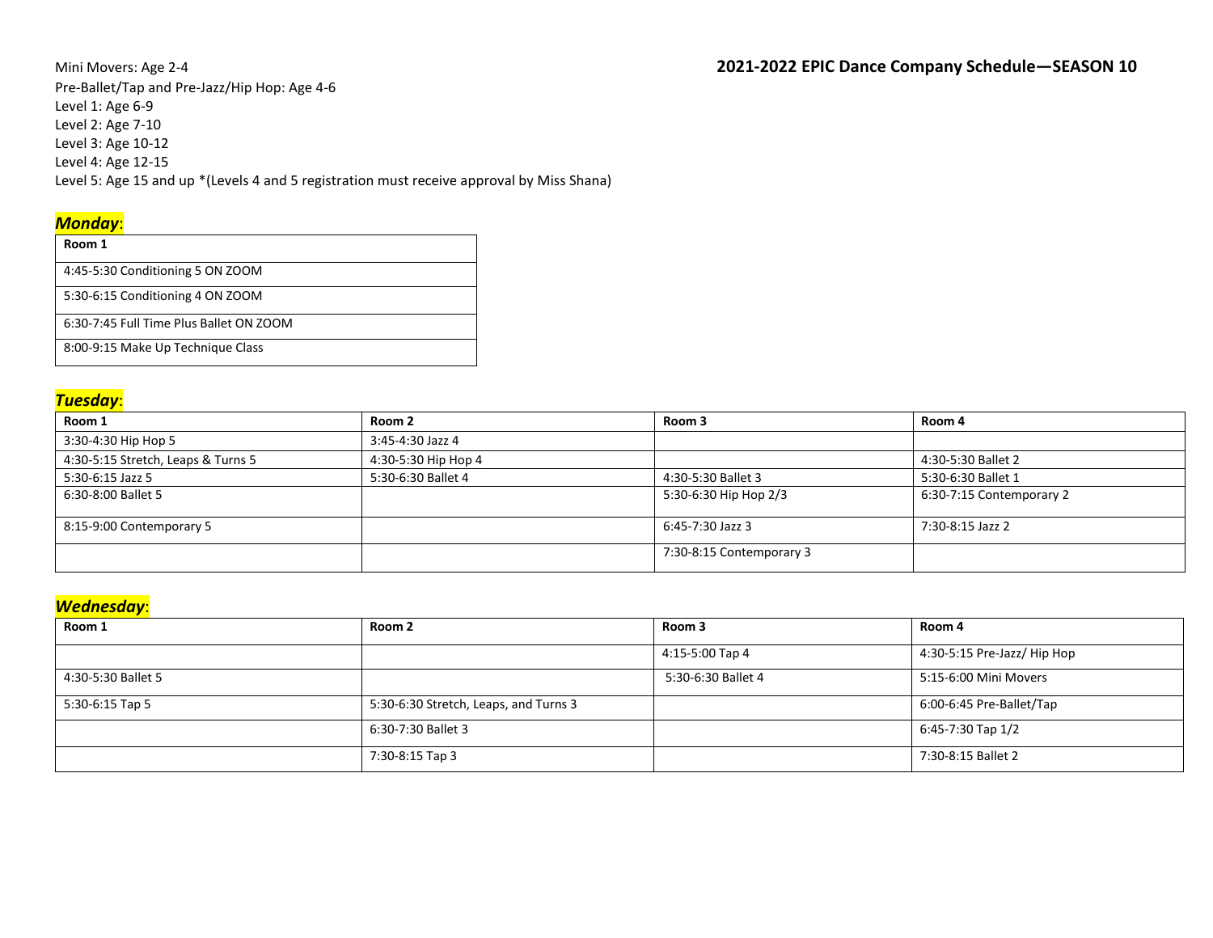## 2021-2022 EPIC Dance Company Schedule—SEASON 10

Mini Movers: Age 2-4
Pre-Ballet/Tap and Pre-Jazz/Hip Hop: Age 4-6
Level 1: Age 6-9
Level 2: Age 7-10
Level 3: Age 10-12
Level 4: Age 12-15
Level 5: Age 15 and up *(Levels 4 and 5 registration must receive approval by Miss Shana)

### *Monday*:

| Room 1 |
| --- |
| 4:45-5:30 Conditioning 5 ON ZOOM |
| 5:30-6:15 Conditioning 4 ON ZOOM |
| 6:30-7:45 Full Time Plus Ballet ON ZOOM |
| 8:00-9:15 Make Up Technique Class |

### *Tuesday*:

| Room 1 | Room 2 | Room 3 | Room 4 |
| --- | --- | --- | --- |
| 3:30-4:30 Hip Hop 5 | 3:45-4:30 Jazz 4 | | |
| 4:30-5:15 Stretch, Leaps & Turns 5 | 4:30-5:30 Hip Hop 4 | | 4:30-5:30 Ballet 2 |
| 5:30-6:15 Jazz 5 | 5:30-6:30 Ballet 4 | 4:30-5:30 Ballet 3 | 5:30-6:30 Ballet 1 |
| 6:30-8:00 Ballet 5 | | 5:30-6:30 Hip Hop 2/3 | 6:30-7:15 Contemporary 2 |
| 8:15-9:00 Contemporary 5 | | 6:45-7:30 Jazz 3 | 7:30-8:15 Jazz 2 |
| | | 7:30-8:15 Contemporary 3 | |

### *Wednesday*:

| Room 1 | Room 2 | Room 3 | Room 4 |
| --- | --- | --- | --- |
| | | 4:15-5:00 Tap 4 | 4:30-5:15 Pre-Jazz/ Hip Hop |
| 4:30-5:30 Ballet 5 | | 5:30-6:30 Ballet 4 | 5:15-6:00 Mini Movers |
| 5:30-6:15 Tap 5 | 5:30-6:30 Stretch, Leaps, and Turns 3 | | 6:00-6:45 Pre-Ballet/Tap |
| | 6:30-7:30 Ballet 3 | | 6:45-7:30 Tap 1/2 |
| | 7:30-8:15 Tap 3 | | 7:30-8:15 Ballet 2 |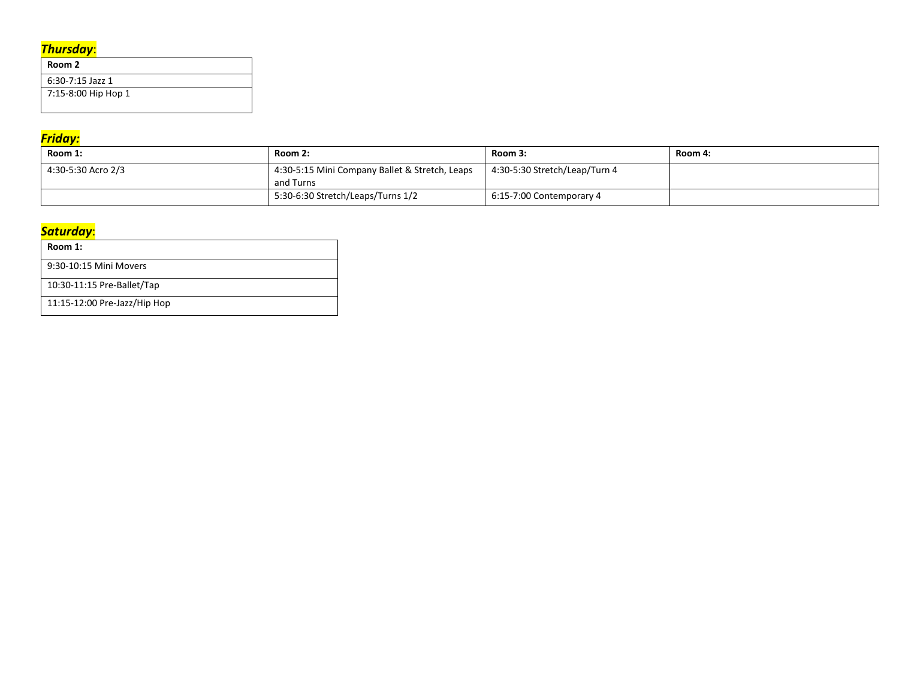***Thursday***:

| Room 2 |
| --- |
| 6:30-7:15 Jazz 1 |
| 7:15-8:00 Hip Hop 1 |

***Friday:***

| Room 1: | Room 2: | Room 3: | Room 4: |
| --- | --- | --- | --- |
| 4:30-5:30 Acro 2/3 | 4:30-5:15 Mini Company Ballet & Stretch, Leaps and Turns | 4:30-5:30 Stretch/Leap/Turn 4 | |
| | 5:30-6:30 Stretch/Leaps/Turns 1/2 | 6:15-7:00 Contemporary 4 | |

***Saturday***:

| Room 1: |
| --- |
| 9:30-10:15 Mini Movers |
| 10:30-11:15 Pre-Ballet/Tap |
| 11:15-12:00 Pre-Jazz/Hip Hop |